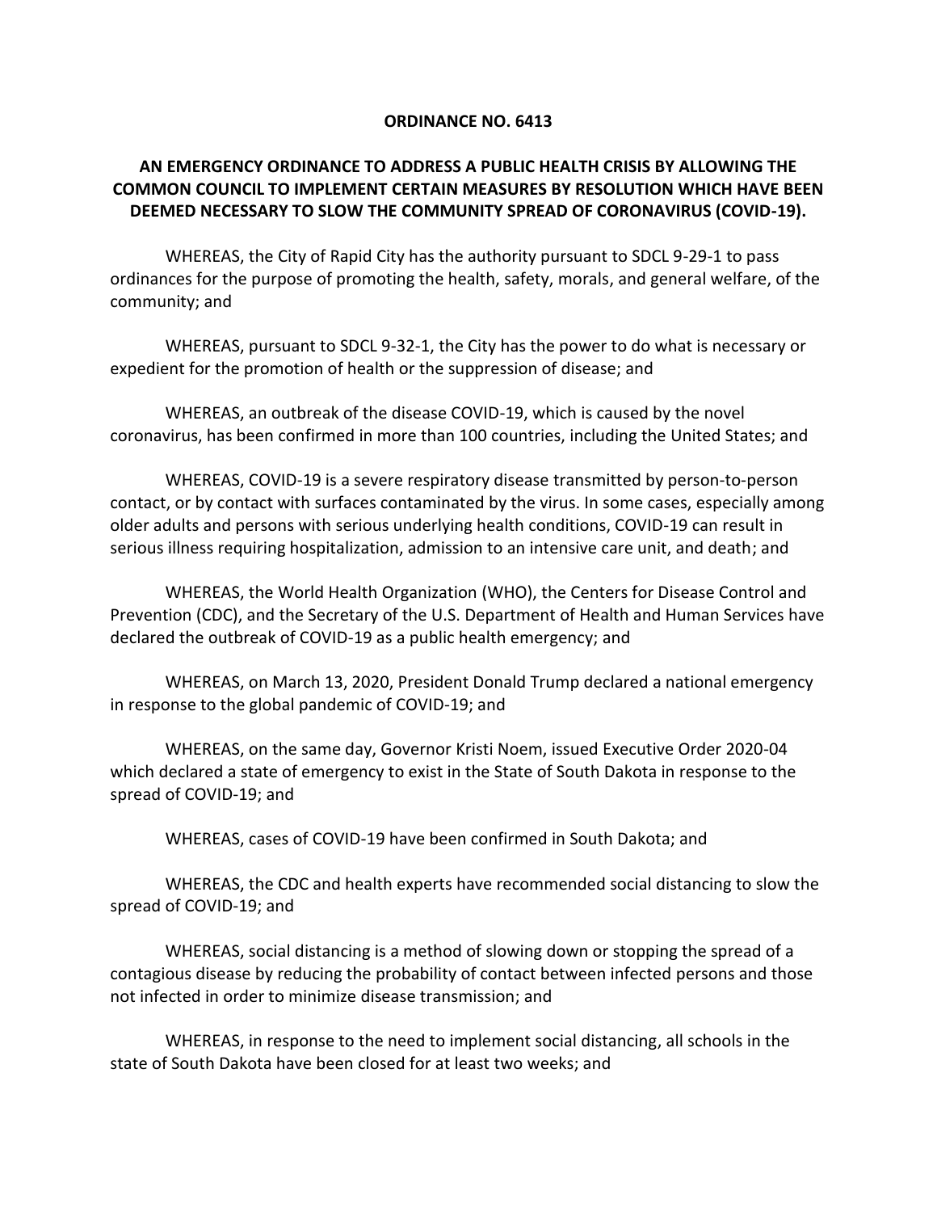**ORDINANCE NO. 6413**

**AN EMERGENCY ORDINANCE TO ADDRESS A PUBLIC HEALTH CRISIS BY ALLOWING THE COMMON COUNCIL TO IMPLEMENT CERTAIN MEASURES BY RESOLUTION WHICH HAVE BEEN DEEMED NECESSARY TO SLOW THE COMMUNITY SPREAD OF CORONAVIRUS (COVID-19).**

WHEREAS, the City of Rapid City has the authority pursuant to SDCL 9-29-1 to pass ordinances for the purpose of promoting the health, safety, morals, and general welfare, of the community; and

WHEREAS, pursuant to SDCL 9-32-1, the City has the power to do what is necessary or expedient for the promotion of health or the suppression of disease; and

WHEREAS, an outbreak of the disease COVID-19, which is caused by the novel coronavirus, has been confirmed in more than 100 countries, including the United States; and

WHEREAS, COVID-19 is a severe respiratory disease transmitted by person-to-person contact, or by contact with surfaces contaminated by the virus. In some cases, especially among older adults and persons with serious underlying health conditions, COVID-19 can result in serious illness requiring hospitalization, admission to an intensive care unit, and death; and

WHEREAS, the World Health Organization (WHO), the Centers for Disease Control and Prevention (CDC), and the Secretary of the U.S. Department of Health and Human Services have declared the outbreak of COVID-19 as a public health emergency; and

WHEREAS, on March 13, 2020, President Donald Trump declared a national emergency in response to the global pandemic of COVID-19; and

WHEREAS, on the same day, Governor Kristi Noem, issued Executive Order 2020-04 which declared a state of emergency to exist in the State of South Dakota in response to the spread of COVID-19; and

WHEREAS, cases of COVID-19 have been confirmed in South Dakota; and

WHEREAS, the CDC and health experts have recommended social distancing to slow the spread of COVID-19; and

WHEREAS, social distancing is a method of slowing down or stopping the spread of a contagious disease by reducing the probability of contact between infected persons and those not infected in order to minimize disease transmission; and

WHEREAS, in response to the need to implement social distancing, all schools in the state of South Dakota have been closed for at least two weeks; and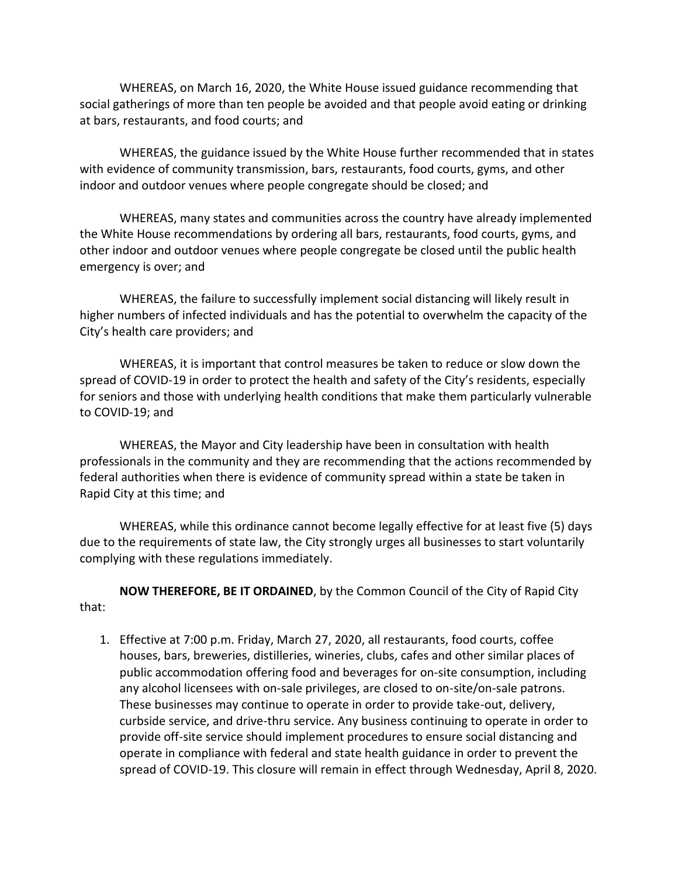WHEREAS, on March 16, 2020, the White House issued guidance recommending that social gatherings of more than ten people be avoided and that people avoid eating or drinking at bars, restaurants, and food courts; and

WHEREAS, the guidance issued by the White House further recommended that in states with evidence of community transmission, bars, restaurants, food courts, gyms, and other indoor and outdoor venues where people congregate should be closed; and

WHEREAS, many states and communities across the country have already implemented the White House recommendations by ordering all bars, restaurants, food courts, gyms, and other indoor and outdoor venues where people congregate be closed until the public health emergency is over; and

WHEREAS, the failure to successfully implement social distancing will likely result in higher numbers of infected individuals and has the potential to overwhelm the capacity of the City's health care providers; and

WHEREAS, it is important that control measures be taken to reduce or slow down the spread of COVID-19 in order to protect the health and safety of the City's residents, especially for seniors and those with underlying health conditions that make them particularly vulnerable to COVID-19; and

WHEREAS, the Mayor and City leadership have been in consultation with health professionals in the community and they are recommending that the actions recommended by federal authorities when there is evidence of community spread within a state be taken in Rapid City at this time; and

WHEREAS, while this ordinance cannot become legally effective for at least five (5) days due to the requirements of state law, the City strongly urges all businesses to start voluntarily complying with these regulations immediately.

**NOW THEREFORE, BE IT ORDAINED**, by the Common Council of the City of Rapid City that:

1. Effective at 7:00 p.m. Friday, March 27, 2020, all restaurants, food courts, coffee houses, bars, breweries, distilleries, wineries, clubs, cafes and other similar places of public accommodation offering food and beverages for on-site consumption, including any alcohol licensees with on-sale privileges, are closed to on-site/on-sale patrons. These businesses may continue to operate in order to provide take-out, delivery, curbside service, and drive-thru service. Any business continuing to operate in order to provide off-site service should implement procedures to ensure social distancing and operate in compliance with federal and state health guidance in order to prevent the spread of COVID-19. This closure will remain in effect through Wednesday, April 8, 2020.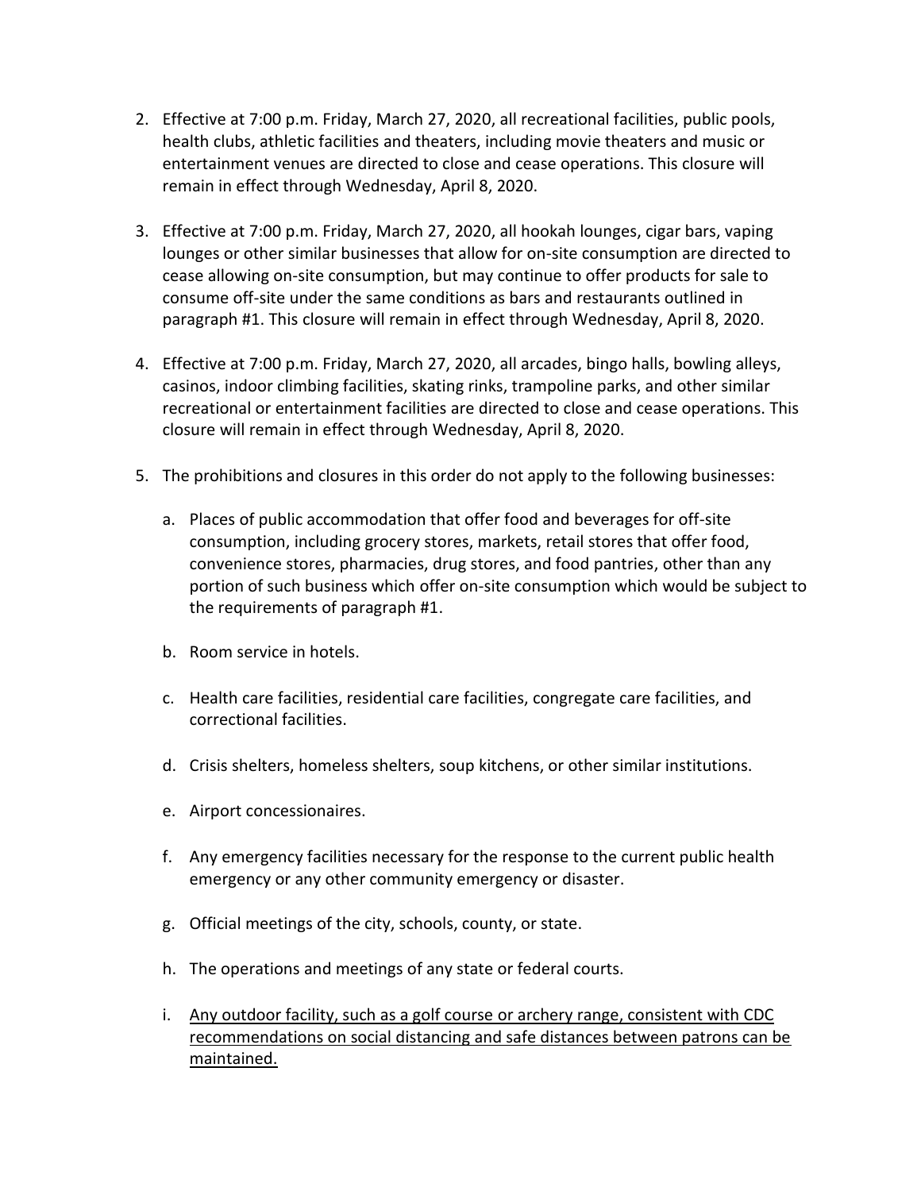2. Effective at 7:00 p.m. Friday, March 27, 2020, all recreational facilities, public pools, health clubs, athletic facilities and theaters, including movie theaters and music or entertainment venues are directed to close and cease operations. This closure will remain in effect through Wednesday, April 8, 2020.

3. Effective at 7:00 p.m. Friday, March 27, 2020, all hookah lounges, cigar bars, vaping lounges or other similar businesses that allow for on-site consumption are directed to cease allowing on-site consumption, but may continue to offer products for sale to consume off-site under the same conditions as bars and restaurants outlined in paragraph #1. This closure will remain in effect through Wednesday, April 8, 2020.

4. Effective at 7:00 p.m. Friday, March 27, 2020, all arcades, bingo halls, bowling alleys, casinos, indoor climbing facilities, skating rinks, trampoline parks, and other similar recreational or entertainment facilities are directed to close and cease operations. This closure will remain in effect through Wednesday, April 8, 2020.

5. The prohibitions and closures in this order do not apply to the following businesses:

   a. Places of public accommodation that offer food and beverages for off-site consumption, including grocery stores, markets, retail stores that offer food, convenience stores, pharmacies, drug stores, and food pantries, other than any portion of such business which offer on-site consumption which would be subject to the requirements of paragraph #1.

   b. Room service in hotels.

   c. Health care facilities, residential care facilities, congregate care facilities, and correctional facilities.

   d. Crisis shelters, homeless shelters, soup kitchens, or other similar institutions.

   e. Airport concessionaires.

   f. Any emergency facilities necessary for the response to the current public health emergency or any other community emergency or disaster.

   g. Official meetings of the city, schools, county, or state.

   h. The operations and meetings of any state or federal courts.

   i. <u>Any outdoor facility, such as a golf course or archery range, consistent with CDC recommendations on social distancing and safe distances between patrons can be maintained.</u>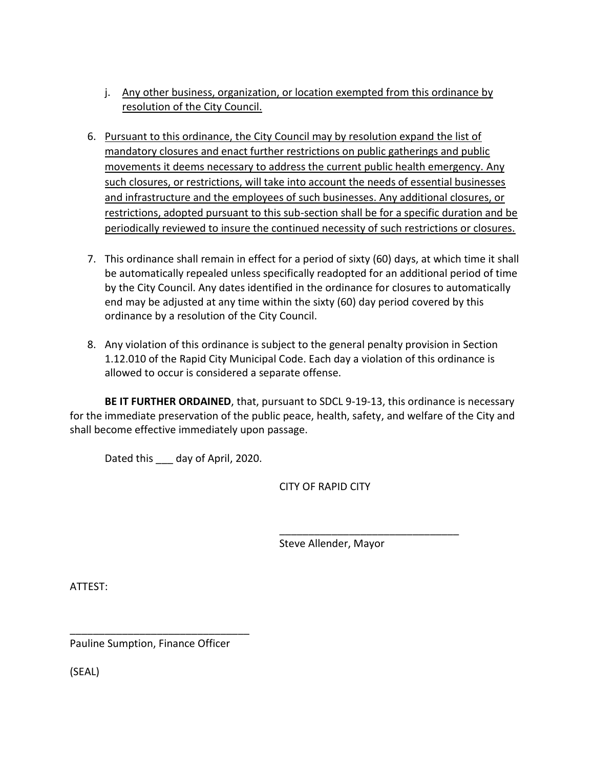j. <u>Any other business, organization, or location exempted from this ordinance by resolution of the City Council.</u>

6. <u>Pursuant to this ordinance, the City Council may by resolution expand the list of mandatory closures and enact further restrictions on public gatherings and public movements it deems necessary to address the current public health emergency. Any such closures, or restrictions, will take into account the needs of essential businesses and infrastructure and the employees of such businesses. Any additional closures, or restrictions, adopted pursuant to this sub-section shall be for a specific duration and be periodically reviewed to insure the continued necessity of such restrictions or closures.</u>

7. This ordinance shall remain in effect for a period of sixty (60) days, at which time it shall be automatically repealed unless specifically readopted for an additional period of time by the City Council. Any dates identified in the ordinance for closures to automatically end may be adjusted at any time within the sixty (60) day period covered by this ordinance by a resolution of the City Council.

8. Any violation of this ordinance is subject to the general penalty provision in Section 1.12.010 of the Rapid City Municipal Code. Each day a violation of this ordinance is allowed to occur is considered a separate offense.

**BE IT FURTHER ORDAINED**, that, pursuant to SDCL 9-19-13, this ordinance is necessary for the immediate preservation of the public peace, health, safety, and welfare of the City and shall become effective immediately upon passage.

Dated this ___ day of April, 2020.

CITY OF RAPID CITY

________________________________
Steve Allender, Mayor

ATTEST:

________________________________
Pauline Sumption, Finance Officer

(SEAL)